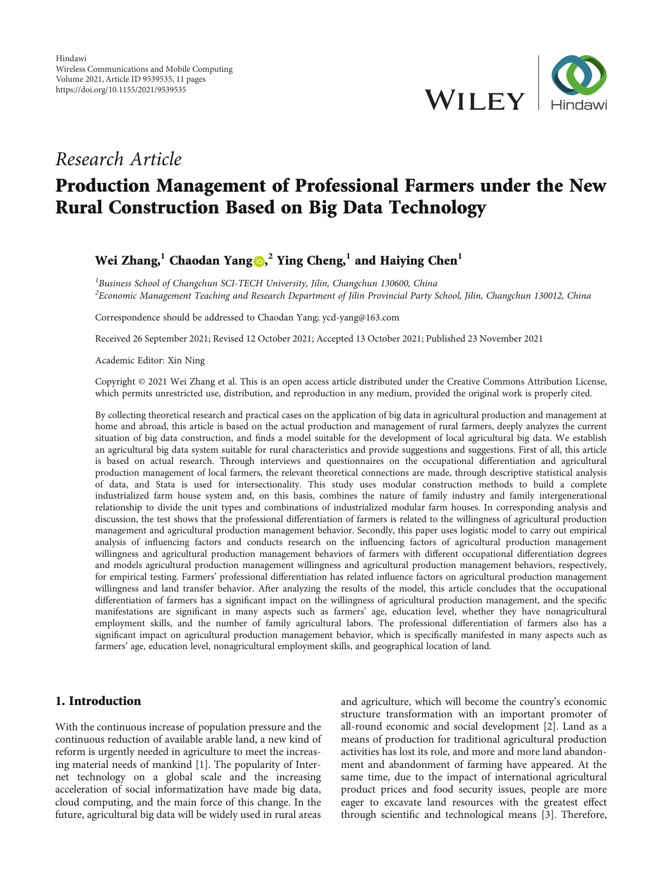Hindawi
Wireless Communications and Mobile Computing
Volume 2021, Article ID 9539535, 11 pages
https://doi.org/10.1155/2021/9539535

*Research Article*

# Production Management of Professional Farmers under the New Rural Construction Based on Big Data Technology

**Wei Zhang,[1] Chaodan Yang,[2] Ying Cheng,[1] and Haiying Chen[1]**

[1]*Business School of Changchun SCI-TECH University, Jilin, Changchun 130600, China*
[2]*Economic Management Teaching and Research Department of Jilin Provincial Party School, Jilin, Changchun 130012, China*

Correspondence should be addressed to Chaodan Yang; ycd-yang@163.com

Received 26 September 2021; Revised 12 October 2021; Accepted 13 October 2021; Published 23 November 2021

Academic Editor: Xin Ning

Copyright © 2021 Wei Zhang et al. This is an open access article distributed under the Creative Commons Attribution License, which permits unrestricted use, distribution, and reproduction in any medium, provided the original work is properly cited.

By collecting theoretical research and practical cases on the application of big data in agricultural production and management at home and abroad, this article is based on the actual production and management of rural farmers, deeply analyzes the current situation of big data construction, and finds a model suitable for the development of local agricultural big data. We establish an agricultural big data system suitable for rural characteristics and provide suggestions and suggestions. First of all, this article is based on actual research. Through interviews and questionnaires on the occupational differentiation and agricultural production management of local farmers, the relevant theoretical connections are made, through descriptive statistical analysis of data, and Stata is used for intersectionality. This study uses modular construction methods to build a complete industrialized farm house system and, on this basis, combines the nature of family industry and family intergenerational relationship to divide the unit types and combinations of industrialized modular farm houses. In corresponding analysis and discussion, the test shows that the professional differentiation of farmers is related to the willingness of agricultural production management and agricultural production management behavior. Secondly, this paper uses logistic model to carry out empirical analysis of influencing factors and conducts research on the influencing factors of agricultural production management willingness and agricultural production management behaviors of farmers with different occupational differentiation degrees and models agricultural production management willingness and agricultural production management behaviors, respectively, for empirical testing. Farmers' professional differentiation has related influence factors on agricultural production management willingness and land transfer behavior. After analyzing the results of the model, this article concludes that the occupational differentiation of farmers has a significant impact on the willingness of agricultural production management, and the specific manifestations are significant in many aspects such as farmers' age, education level, whether they have nonagricultural employment skills, and the number of family agricultural labors. The professional differentiation of farmers also has a significant impact on agricultural production management behavior, which is specifically manifested in many aspects such as farmers' age, education level, nonagricultural employment skills, and geographical location of land.

## 1. Introduction

With the continuous increase of population pressure and the continuous reduction of available arable land, a new kind of reform is urgently needed in agriculture to meet the increasing material needs of mankind [1]. The popularity of Internet technology on a global scale and the increasing acceleration of social informatization have made big data, cloud computing, and the main force of this change. In the future, agricultural big data will be widely used in rural areas and agriculture, which will become the country's economic structure transformation with an important promoter of all-round economic and social development [2]. Land as a means of production for traditional agricultural production activities has lost its role, and more and more land abandonment and abandonment of farming have appeared. At the same time, due to the impact of international agricultural product prices and food security issues, people are more eager to excavate land resources with the greatest effect through scientific and technological means [3]. Therefore,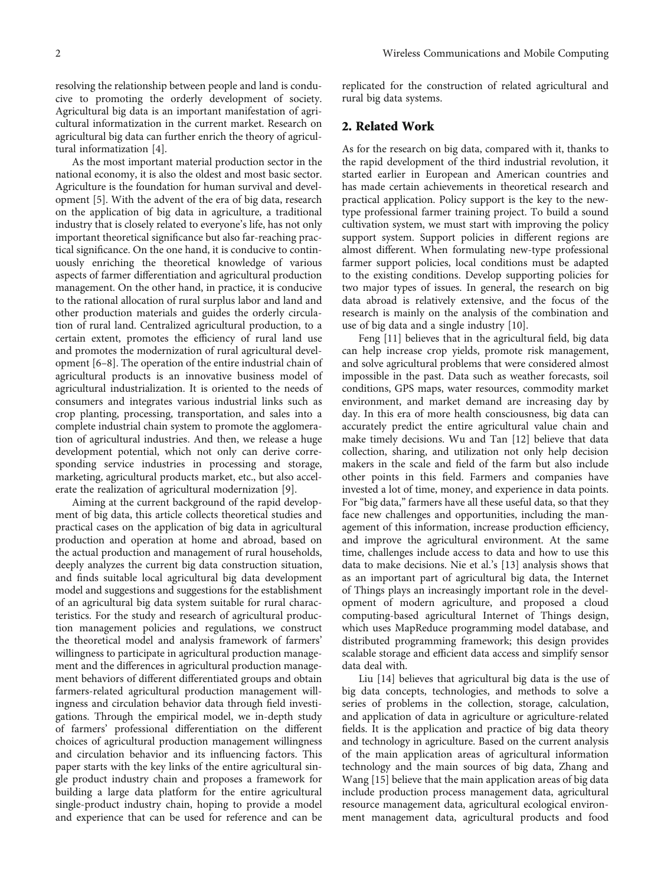resolving the relationship between people and land is conducive to promoting the orderly development of society. Agricultural big data is an important manifestation of agricultural informatization in the current market. Research on agricultural big data can further enrich the theory of agricultural informatization [4].

As the most important material production sector in the national economy, it is also the oldest and most basic sector. Agriculture is the foundation for human survival and development [5]. With the advent of the era of big data, research on the application of big data in agriculture, a traditional industry that is closely related to everyone's life, has not only important theoretical significance but also far-reaching practical significance. On the one hand, it is conducive to continuously enriching the theoretical knowledge of various aspects of farmer differentiation and agricultural production management. On the other hand, in practice, it is conducive to the rational allocation of rural surplus labor and land and other production materials and guides the orderly circulation of rural land. Centralized agricultural production, to a certain extent, promotes the efficiency of rural land use and promotes the modernization of rural agricultural development [6–8]. The operation of the entire industrial chain of agricultural products is an innovative business model of agricultural industrialization. It is oriented to the needs of consumers and integrates various industrial links such as crop planting, processing, transportation, and sales into a complete industrial chain system to promote the agglomeration of agricultural industries. And then, we release a huge development potential, which not only can derive corresponding service industries in processing and storage, marketing, agricultural products market, etc., but also accelerate the realization of agricultural modernization [9].

Aiming at the current background of the rapid development of big data, this article collects theoretical studies and practical cases on the application of big data in agricultural production and operation at home and abroad, based on the actual production and management of rural households, deeply analyzes the current big data construction situation, and finds suitable local agricultural big data development model and suggestions and suggestions for the establishment of an agricultural big data system suitable for rural characteristics. For the study and research of agricultural production management policies and regulations, we construct the theoretical model and analysis framework of farmers' willingness to participate in agricultural production management and the differences in agricultural production management behaviors of different differentiated groups and obtain farmers-related agricultural production management willingness and circulation behavior data through field investigations. Through the empirical model, we in-depth study of farmers' professional differentiation on the different choices of agricultural production management willingness and circulation behavior and its influencing factors. This paper starts with the key links of the entire agricultural single product industry chain and proposes a framework for building a large data platform for the entire agricultural single-product industry chain, hoping to provide a model and experience that can be used for reference and can be replicated for the construction of related agricultural and rural big data systems.

## 2. Related Work

As for the research on big data, compared with it, thanks to the rapid development of the third industrial revolution, it started earlier in European and American countries and has made certain achievements in theoretical research and practical application. Policy support is the key to the new-type professional farmer training project. To build a sound cultivation system, we must start with improving the policy support system. Support policies in different regions are almost different. When formulating new-type professional farmer support policies, local conditions must be adapted to the existing conditions. Develop supporting policies for two major types of issues. In general, the research on big data abroad is relatively extensive, and the focus of the research is mainly on the analysis of the combination and use of big data and a single industry [10].

Feng [11] believes that in the agricultural field, big data can help increase crop yields, promote risk management, and solve agricultural problems that were considered almost impossible in the past. Data such as weather forecasts, soil conditions, GPS maps, water resources, commodity market environment, and market demand are increasing day by day. In this era of more health consciousness, big data can accurately predict the entire agricultural value chain and make timely decisions. Wu and Tan [12] believe that data collection, sharing, and utilization not only help decision makers in the scale and field of the farm but also include other points in this field. Farmers and companies have invested a lot of time, money, and experience in data points. For "big data," farmers have all these useful data, so that they face new challenges and opportunities, including the management of this information, increase production efficiency, and improve the agricultural environment. At the same time, challenges include access to data and how to use this data to make decisions. Nie et al.'s [13] analysis shows that as an important part of agricultural big data, the Internet of Things plays an increasingly important role in the development of modern agriculture, and proposed a cloud computing-based agricultural Internet of Things design, which uses MapReduce programming model database, and distributed programming framework; this design provides scalable storage and efficient data access and simplify sensor data deal with.

Liu [14] believes that agricultural big data is the use of big data concepts, technologies, and methods to solve a series of problems in the collection, storage, calculation, and application of data in agriculture or agriculture-related fields. It is the application and practice of big data theory and technology in agriculture. Based on the current analysis of the main application areas of agricultural information technology and the main sources of big data, Zhang and Wang [15] believe that the main application areas of big data include production process management data, agricultural resource management data, agricultural ecological environment management data, agricultural products and food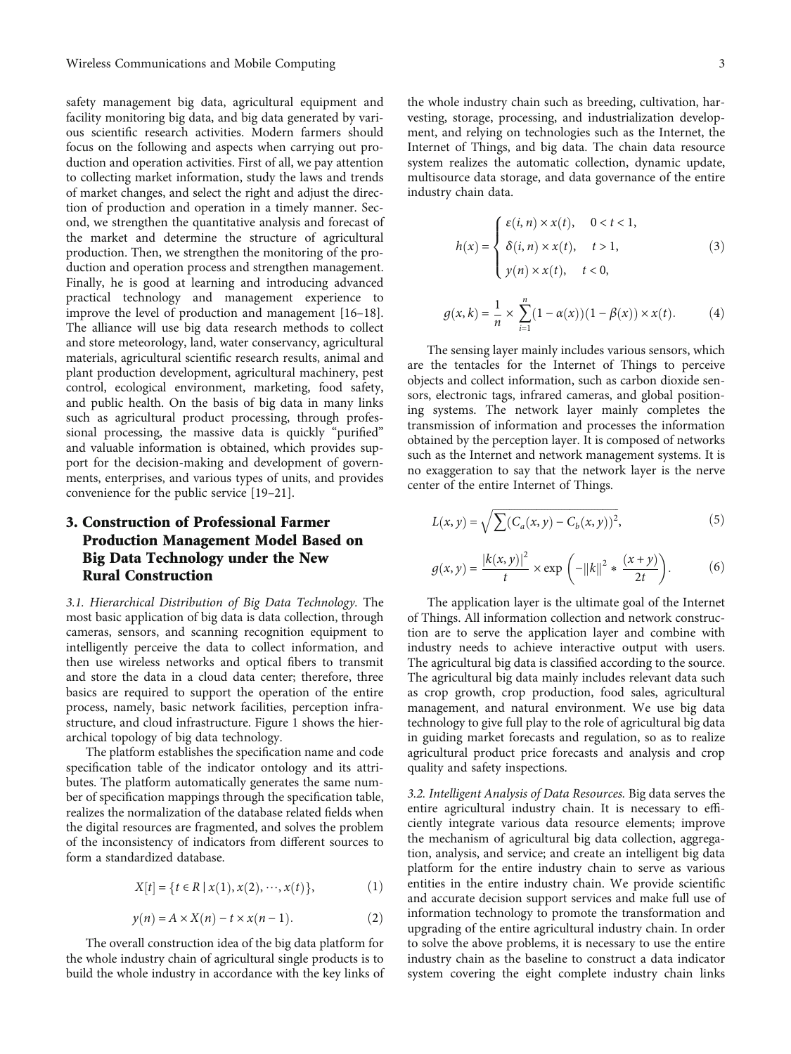safety management big data, agricultural equipment and facility monitoring big data, and big data generated by various scientific research activities. Modern farmers should focus on the following and aspects when carrying out production and operation activities. First of all, we pay attention to collecting market information, study the laws and trends of market changes, and select the right and adjust the direction of production and operation in a timely manner. Second, we strengthen the quantitative analysis and forecast of the market and determine the structure of agricultural production. Then, we strengthen the monitoring of the production and operation process and strengthen management. Finally, he is good at learning and introducing advanced practical technology and management experience to improve the level of production and management [16–18]. The alliance will use big data research methods to collect and store meteorology, land, water conservancy, agricultural materials, agricultural scientific research results, animal and plant production development, agricultural machinery, pest control, ecological environment, marketing, food safety, and public health. On the basis of big data in many links such as agricultural product processing, through professional processing, the massive data is quickly "purified" and valuable information is obtained, which provides support for the decision-making and development of governments, enterprises, and various types of units, and provides convenience for the public service [19–21].

## 3. Construction of Professional Farmer Production Management Model Based on Big Data Technology under the New Rural Construction

*3.1. Hierarchical Distribution of Big Data Technology.* The most basic application of big data is data collection, through cameras, sensors, and scanning recognition equipment to intelligently perceive the data to collect information, and then use wireless networks and optical fibers to transmit and store the data in a cloud data center; therefore, three basics are required to support the operation of the entire process, namely, basic network facilities, perception infrastructure, and cloud infrastructure. Figure 1 shows the hierarchical topology of big data technology.

The platform establishes the specification name and code specification table of the indicator ontology and its attributes. The platform automatically generates the same number of specification mappings through the specification table, realizes the normalization of the database related fields when the digital resources are fragmented, and solves the problem of the inconsistency of indicators from different sources to form a standardized database.

$$X[t] = \{t \in R \mid x(1), x(2), \cdots, x(t)\}, \tag{1}$$

$$y(n) = A \times X(n) - t \times x(n-1). \tag{2}$$

The overall construction idea of the big data platform for the whole industry chain of agricultural single products is to build the whole industry in accordance with the key links of the whole industry chain such as breeding, cultivation, harvesting, storage, processing, and industrialization development, and relying on technologies such as the Internet, the Internet of Things, and big data. The chain data resource system realizes the automatic collection, dynamic update, multisource data storage, and data governance of the entire industry chain data.

$$h(x) = \begin{cases} \varepsilon(i, n) \times x(t), & 0 < t < 1, \\ \delta(i, n) \times x(t), & t > 1, \\ y(n) \times x(t), & t < 0, \end{cases} \tag{3}$$

$$g(x, k) = \frac{1}{n} \times \sum_{i=1}^{n} (1 - \alpha(x))(1 - \beta(x)) \times x(t). \tag{4}$$

The sensing layer mainly includes various sensors, which are the tentacles for the Internet of Things to perceive objects and collect information, such as carbon dioxide sensors, electronic tags, infrared cameras, and global positioning systems. The network layer mainly completes the transmission of information and processes the information obtained by the perception layer. It is composed of networks such as the Internet and network management systems. It is no exaggeration to say that the network layer is the nerve center of the entire Internet of Things.

$$L(x, y) = \sqrt{\sum (C_a(x, y) - C_b(x, y))^2}, \tag{5}$$

$$g(x, y) = \frac{|k(x, y)|^2}{t} \times \exp\left(-\|k\|^2 * \frac{(x + y)}{2t}\right). \tag{6}$$

The application layer is the ultimate goal of the Internet of Things. All information collection and network construction are to serve the application layer and combine with industry needs to achieve interactive output with users. The agricultural big data is classified according to the source. The agricultural big data mainly includes relevant data such as crop growth, crop production, food sales, agricultural management, and natural environment. We use big data technology to give full play to the role of agricultural big data in guiding market forecasts and regulation, so as to realize agricultural product price forecasts and analysis and crop quality and safety inspections.

*3.2. Intelligent Analysis of Data Resources.* Big data serves the entire agricultural industry chain. It is necessary to efficiently integrate various data resource elements; improve the mechanism of agricultural big data collection, aggregation, analysis, and service; and create an intelligent big data platform for the entire industry chain to serve as various entities in the entire industry chain. We provide scientific and accurate decision support services and make full use of information technology to promote the transformation and upgrading of the entire agricultural industry chain. In order to solve the above problems, it is necessary to use the entire industry chain as the baseline to construct a data indicator system covering the eight complete industry chain links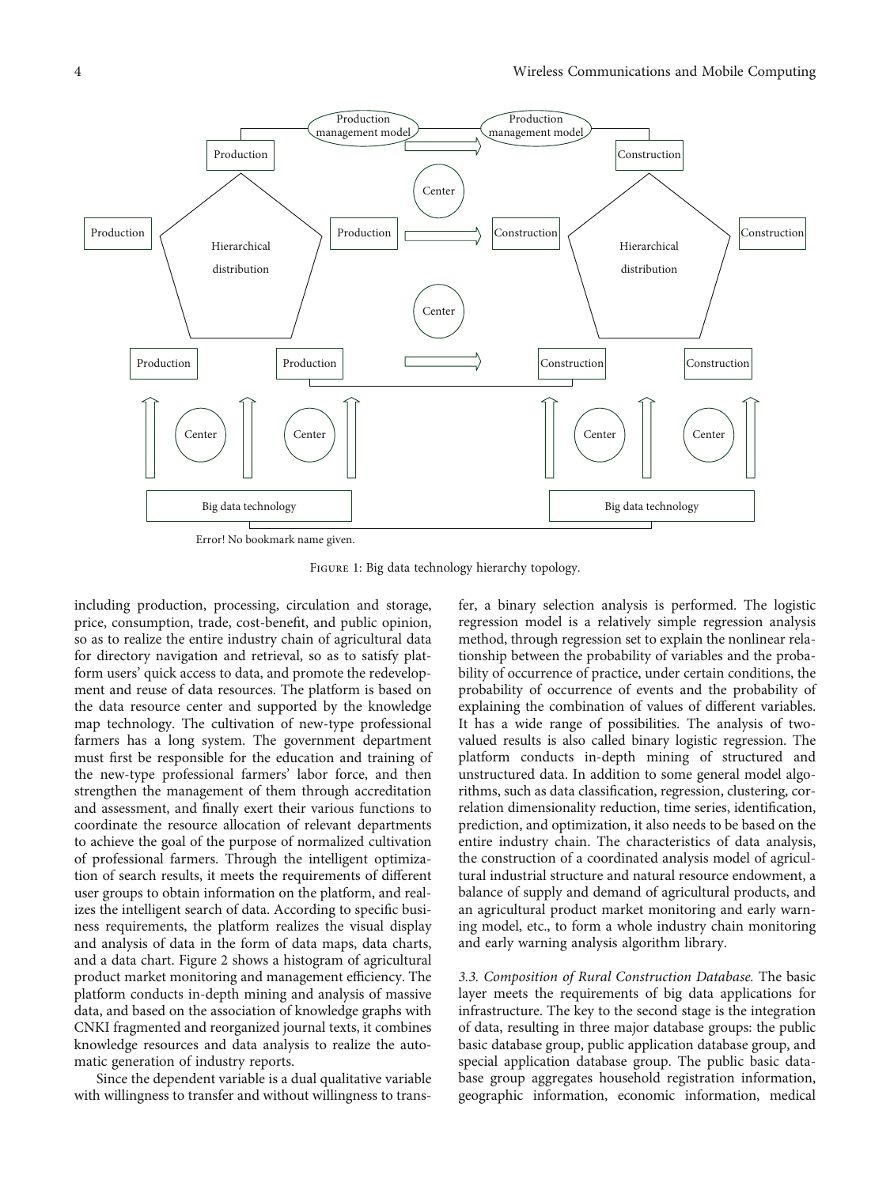Error! No bookmark name given.

Figure 1: Big data technology hierarchy topology.

including production, processing, circulation and storage, price, consumption, trade, cost-benefit, and public opinion, so as to realize the entire industry chain of agricultural data for directory navigation and retrieval, so as to satisfy platform users' quick access to data, and promote the redevelopment and reuse of data resources. The platform is based on the data resource center and supported by the knowledge map technology. The cultivation of new-type professional farmers has a long system. The government department must first be responsible for the education and training of the new-type professional farmers' labor force, and then strengthen the management of them through accreditation and assessment, and finally exert their various functions to coordinate the resource allocation of relevant departments to achieve the goal of the purpose of normalized cultivation of professional farmers. Through the intelligent optimization of search results, it meets the requirements of different user groups to obtain information on the platform, and realizes the intelligent search of data. According to specific business requirements, the platform realizes the visual display and analysis of data in the form of data maps, data charts, and a data chart. Figure 2 shows a histogram of agricultural product market monitoring and management efficiency. The platform conducts in-depth mining and analysis of massive data, and based on the association of knowledge graphs with CNKI fragmented and reorganized journal texts, it combines knowledge resources and data analysis to realize the automatic generation of industry reports.

Since the dependent variable is a dual qualitative variable with willingness to transfer and without willingness to transfer, a binary selection analysis is performed. The logistic regression model is a relatively simple regression analysis method, through regression set to explain the nonlinear relationship between the probability of variables and the probability of occurrence of practice, under certain conditions, the probability of occurrence of events and the probability of explaining the combination of values of different variables. It has a wide range of possibilities. The analysis of two-valued results is also called binary logistic regression. The platform conducts in-depth mining of structured and unstructured data. In addition to some general model algorithms, such as data classification, regression, clustering, correlation dimensionality reduction, time series, identification, prediction, and optimization, it also needs to be based on the entire industry chain. The characteristics of data analysis, the construction of a coordinated analysis model of agricultural industrial structure and natural resource endowment, a balance of supply and demand of agricultural products, and an agricultural product market monitoring and early warning model, etc., to form a whole industry chain monitoring and early warning analysis algorithm library.

*3.3. Composition of Rural Construction Database.* The basic layer meets the requirements of big data applications for infrastructure. The key to the second stage is the integration of data, resulting in three major database groups: the public basic database group, public application database group, and special application database group. The public basic database group aggregates household registration information, geographic information, economic information, medical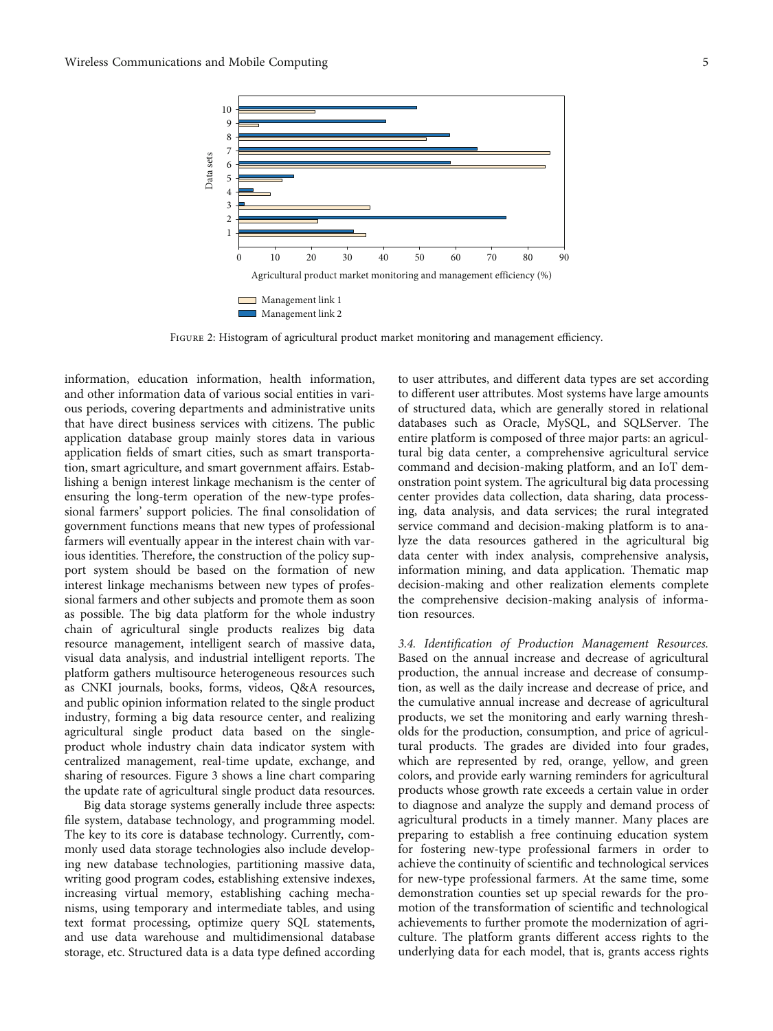FIGURE 2: Histogram of agricultural product market monitoring and management efficiency.

information, education information, health information, and other information data of various social entities in various periods, covering departments and administrative units that have direct business services with citizens. The public application database group mainly stores data in various application fields of smart cities, such as smart transportation, smart agriculture, and smart government affairs. Establishing a benign interest linkage mechanism is the center of ensuring the long-term operation of the new-type professional farmers' support policies. The final consolidation of government functions means that new types of professional farmers will eventually appear in the interest chain with various identities. Therefore, the construction of the policy support system should be based on the formation of new interest linkage mechanisms between new types of professional farmers and other subjects and promote them as soon as possible. The big data platform for the whole industry chain of agricultural single products realizes big data resource management, intelligent search of massive data, visual data analysis, and industrial intelligent reports. The platform gathers multisource heterogeneous resources such as CNKI journals, books, forms, videos, Q&A resources, and public opinion information related to the single product industry, forming a big data resource center, and realizing agricultural single product data based on the single-product whole industry chain data indicator system with centralized management, real-time update, exchange, and sharing of resources. Figure 3 shows a line chart comparing the update rate of agricultural single product data resources.

Big data storage systems generally include three aspects: file system, database technology, and programming model. The key to its core is database technology. Currently, commonly used data storage technologies also include developing new database technologies, partitioning massive data, writing good program codes, establishing extensive indexes, increasing virtual memory, establishing caching mechanisms, using temporary and intermediate tables, and using text format processing, optimize query SQL statements, and use data warehouse and multidimensional database storage, etc. Structured data is a data type defined according to user attributes, and different data types are set according to different user attributes. Most systems have large amounts of structured data, which are generally stored in relational databases such as Oracle, MySQL, and SQLServer. The entire platform is composed of three major parts: an agricultural big data center, a comprehensive agricultural service command and decision-making platform, and an IoT demonstration point system. The agricultural big data processing center provides data collection, data sharing, data processing, data analysis, and data services; the rural integrated service command and decision-making platform is to analyze the data resources gathered in the agricultural big data center with index analysis, comprehensive analysis, information mining, and data application. Thematic map decision-making and other realization elements complete the comprehensive decision-making analysis of information resources.

*3.4. Identification of Production Management Resources.* Based on the annual increase and decrease of agricultural production, the annual increase and decrease of consumption, as well as the daily increase and decrease of price, and the cumulative annual increase and decrease of agricultural products, we set the monitoring and early warning thresholds for the production, consumption, and price of agricultural products. The grades are divided into four grades, which are represented by red, orange, yellow, and green colors, and provide early warning reminders for agricultural products whose growth rate exceeds a certain value in order to diagnose and analyze the supply and demand process of agricultural products in a timely manner. Many places are preparing to establish a free continuing education system for fostering new-type professional farmers in order to achieve the continuity of scientific and technological services for new-type professional farmers. At the same time, some demonstration counties set up special rewards for the promotion of the transformation of scientific and technological achievements to further promote the modernization of agriculture. The platform grants different access rights to the underlying data for each model, that is, grants access rights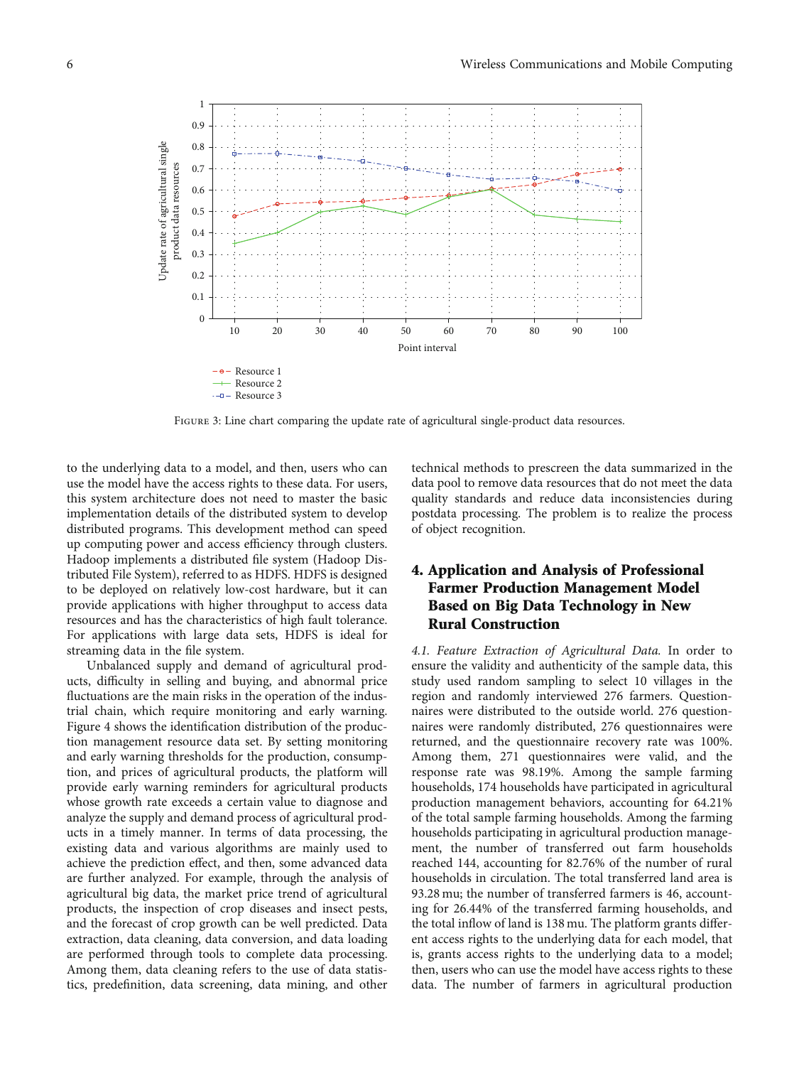Figure 3: Line chart comparing the update rate of agricultural single-product data resources.

to the underlying data to a model, and then, users who can use the model have the access rights to these data. For users, this system architecture does not need to master the basic implementation details of the distributed system to develop distributed programs. This development method can speed up computing power and access efficiency through clusters. Hadoop implements a distributed file system (Hadoop Distributed File System), referred to as HDFS. HDFS is designed to be deployed on relatively low-cost hardware, but it can provide applications with higher throughput to access data resources and has the characteristics of high fault tolerance. For applications with large data sets, HDFS is ideal for streaming data in the file system.

Unbalanced supply and demand of agricultural products, difficulty in selling and buying, and abnormal price fluctuations are the main risks in the operation of the industrial chain, which require monitoring and early warning. Figure 4 shows the identification distribution of the production management resource data set. By setting monitoring and early warning thresholds for the production, consumption, and prices of agricultural products, the platform will provide early warning reminders for agricultural products whose growth rate exceeds a certain value to diagnose and analyze the supply and demand process of agricultural products in a timely manner. In terms of data processing, the existing data and various algorithms are mainly used to achieve the prediction effect, and then, some advanced data are further analyzed. For example, through the analysis of agricultural big data, the market price trend of agricultural products, the inspection of crop diseases and insect pests, and the forecast of crop growth can be well predicted. Data extraction, data cleaning, data conversion, and data loading are performed through tools to complete data processing. Among them, data cleaning refers to the use of data statistics, predefinition, data screening, data mining, and other technical methods to prescreen the data summarized in the data pool to remove data resources that do not meet the data quality standards and reduce data inconsistencies during postdata processing. The problem is to realize the process of object recognition.

## 4. Application and Analysis of Professional Farmer Production Management Model Based on Big Data Technology in New Rural Construction

*4.1. Feature Extraction of Agricultural Data.* In order to ensure the validity and authenticity of the sample data, this study used random sampling to select 10 villages in the region and randomly interviewed 276 farmers. Questionnaires were distributed to the outside world. 276 questionnaires were randomly distributed, 276 questionnaires were returned, and the questionnaire recovery rate was 100%. Among them, 271 questionnaires were valid, and the response rate was 98.19%. Among the sample farming households, 174 households have participated in agricultural production management behaviors, accounting for 64.21% of the total sample farming households. Among the farming households participating in agricultural production management, the number of transferred out farm households reached 144, accounting for 82.76% of the number of rural households in circulation. The total transferred land area is 93.28 mu; the number of transferred farmers is 46, accounting for 26.44% of the transferred farming households, and the total inflow of land is 138 mu. The platform grants different access rights to the underlying data for each model, that is, grants access rights to the underlying data to a model; then, users who can use the model have access rights to these data. The number of farmers in agricultural production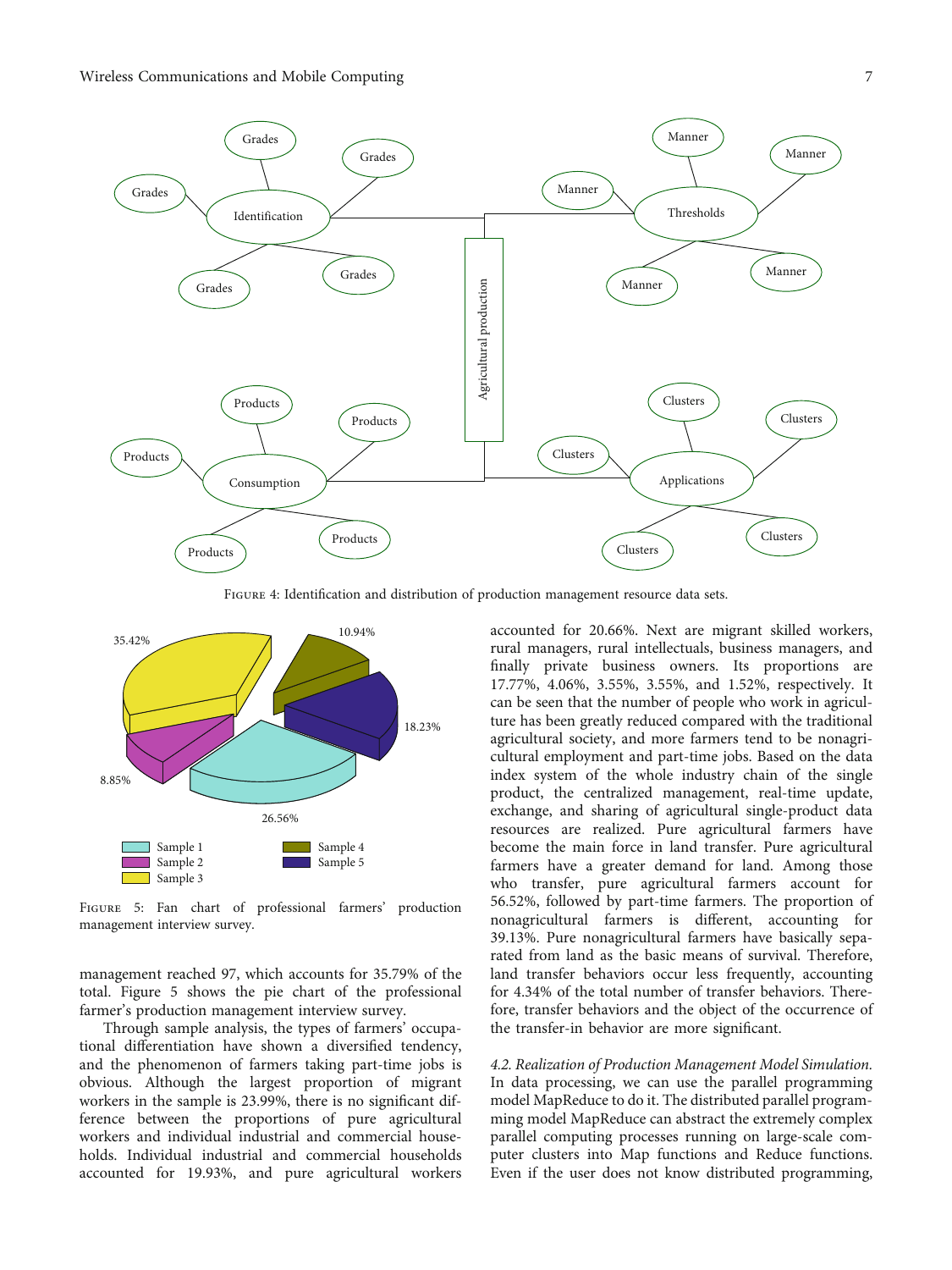Figure 4: Identification and distribution of production management resource data sets.

Figure 5: Fan chart of professional farmers' production management interview survey.

management reached 97, which accounts for 35.79% of the total. Figure 5 shows the pie chart of the professional farmer's production management interview survey.

Through sample analysis, the types of farmers' occupational differentiation have shown a diversified tendency, and the phenomenon of farmers taking part-time jobs is obvious. Although the largest proportion of migrant workers in the sample is 23.99%, there is no significant difference between the proportions of pure agricultural workers and individual industrial and commercial households. Individual industrial and commercial households accounted for 19.93%, and pure agricultural workers accounted for 20.66%. Next are migrant skilled workers, rural managers, rural intellectuals, business managers, and finally private business owners. Its proportions are 17.77%, 4.06%, 3.55%, 3.55%, and 1.52%, respectively. It can be seen that the number of people who work in agriculture has been greatly reduced compared with the traditional agricultural society, and more farmers tend to be nonagricultural employment and part-time jobs. Based on the data index system of the whole industry chain of the single product, the centralized management, real-time update, exchange, and sharing of agricultural single-product data resources are realized. Pure agricultural farmers have become the main force in land transfer. Pure agricultural farmers have a greater demand for land. Among those who transfer, pure agricultural farmers account for 56.52%, followed by part-time farmers. The proportion of nonagricultural farmers is different, accounting for 39.13%. Pure nonagricultural farmers have basically separated from land as the basic means of survival. Therefore, land transfer behaviors occur less frequently, accounting for 4.34% of the total number of transfer behaviors. Therefore, transfer behaviors and the object of the occurrence of the transfer-in behavior are more significant.

*4.2. Realization of Production Management Model Simulation.* In data processing, we can use the parallel programming model MapReduce to do it. The distributed parallel programming model MapReduce can abstract the extremely complex parallel computing processes running on large-scale computer clusters into Map functions and Reduce functions. Even if the user does not know distributed programming,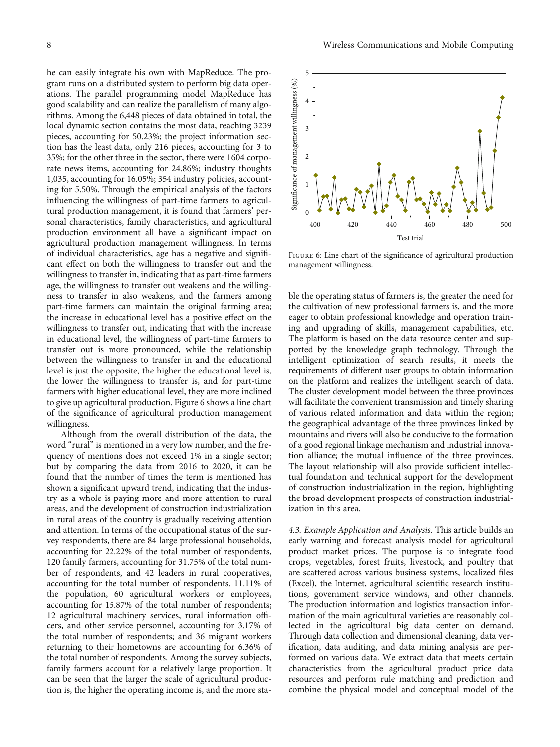he can easily integrate his own with MapReduce. The program runs on a distributed system to perform big data operations. The parallel programming model MapReduce has good scalability and can realize the parallelism of many algorithms. Among the 6,448 pieces of data obtained in total, the local dynamic section contains the most data, reaching 3239 pieces, accounting for 50.23%; the project information section has the least data, only 216 pieces, accounting for 3 to 35%; for the other three in the sector, there were 1604 corporate news items, accounting for 24.86%; industry thoughts 1,035, accounting for 16.05%; 354 industry policies, accounting for 5.50%. Through the empirical analysis of the factors influencing the willingness of part-time farmers to agricultural production management, it is found that farmers' personal characteristics, family characteristics, and agricultural production environment all have a significant impact on agricultural production management willingness. In terms of individual characteristics, age has a negative and significant effect on both the willingness to transfer out and the willingness to transfer in, indicating that as part-time farmers age, the willingness to transfer out weakens and the willingness to transfer in also weakens, and the farmers among part-time farmers can maintain the original farming area; the increase in educational level has a positive effect on the willingness to transfer out, indicating that with the increase in educational level, the willingness of part-time farmers to transfer out is more pronounced, while the relationship between the willingness to transfer in and the educational level is just the opposite, the higher the educational level is, the lower the willingness to transfer is, and for part-time farmers with higher educational level, they are more inclined to give up agricultural production. Figure 6 shows a line chart of the significance of agricultural production management willingness.

Although from the overall distribution of the data, the word "rural" is mentioned in a very low number, and the frequency of mentions does not exceed 1% in a single sector; but by comparing the data from 2016 to 2020, it can be found that the number of times the term is mentioned has shown a significant upward trend, indicating that the industry as a whole is paying more and more attention to rural areas, and the development of construction industrialization in rural areas of the country is gradually receiving attention and attention. In terms of the occupational status of the survey respondents, there are 84 large professional households, accounting for 22.22% of the total number of respondents, 120 family farmers, accounting for 31.75% of the total number of respondents, and 42 leaders in rural cooperatives, accounting for the total number of respondents. 11.11% of the population, 60 agricultural workers or employees, accounting for 15.87% of the total number of respondents; 12 agricultural machinery services, rural information officers, and other service personnel, accounting for 3.17% of the total number of respondents; and 36 migrant workers returning to their hometowns are accounting for 6.36% of the total number of respondents. Among the survey subjects, family farmers account for a relatively large proportion. It can be seen that the larger the scale of agricultural production is, the higher the operating income is, and the more stable the operating status of farmers is, the greater the need for the cultivation of new professional farmers is, and the more eager to obtain professional knowledge and operation training and upgrading of skills, management capabilities, etc. The platform is based on the data resource center and supported by the knowledge graph technology. Through the intelligent optimization of search results, it meets the requirements of different user groups to obtain information on the platform and realizes the intelligent search of data. The cluster development model between the three provinces will facilitate the convenient transmission and timely sharing of various related information and data within the region; the geographical advantage of the three provinces linked by mountains and rivers will also be conducive to the formation of a good regional linkage mechanism and industrial innovation alliance; the mutual influence of the three provinces. The layout relationship will also provide sufficient intellectual foundation and technical support for the development of construction industrialization in the region, highlighting the broad development prospects of construction industrialization in this area.

Figure 6: Line chart of the significance of agricultural production management willingness.

*4.3. Example Application and Analysis.* This article builds an early warning and forecast analysis model for agricultural product market prices. The purpose is to integrate food crops, vegetables, forest fruits, livestock, and poultry that are scattered across various business systems, localized files (Excel), the Internet, agricultural scientific research institutions, government service windows, and other channels. The production information and logistics transaction information of the main agricultural varieties are reasonably collected in the agricultural big data center on demand. Through data collection and dimensional cleaning, data verification, data auditing, and data mining analysis are performed on various data. We extract data that meets certain characteristics from the agricultural product price data resources and perform rule matching and prediction and combine the physical model and conceptual model of the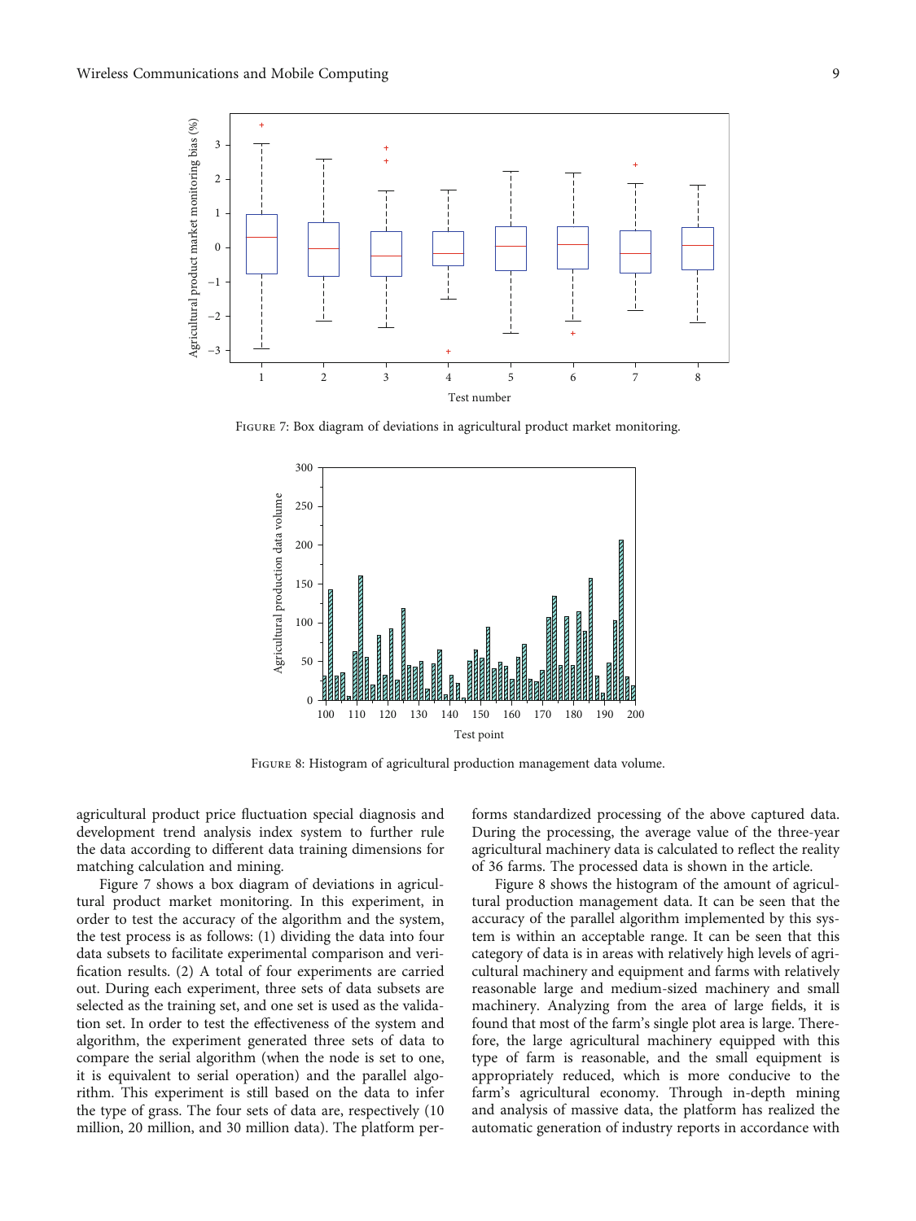Figure 7: Box diagram of deviations in agricultural product market monitoring.

Figure 8: Histogram of agricultural production management data volume.

agricultural product price fluctuation special diagnosis and development trend analysis index system to further rule the data according to different data training dimensions for matching calculation and mining.

Figure 7 shows a box diagram of deviations in agricultural product market monitoring. In this experiment, in order to test the accuracy of the algorithm and the system, the test process is as follows: (1) dividing the data into four data subsets to facilitate experimental comparison and verification results. (2) A total of four experiments are carried out. During each experiment, three sets of data subsets are selected as the training set, and one set is used as the validation set. In order to test the effectiveness of the system and algorithm, the experiment generated three sets of data to compare the serial algorithm (when the node is set to one, it is equivalent to serial operation) and the parallel algorithm. This experiment is still based on the data to infer the type of grass. The four sets of data are, respectively (10 million, 20 million, and 30 million data). The platform performs standardized processing of the above captured data. During the processing, the average value of the three-year agricultural machinery data is calculated to reflect the reality of 36 farms. The processed data is shown in the article.

Figure 8 shows the histogram of the amount of agricultural production management data. It can be seen that the accuracy of the parallel algorithm implemented by this system is within an acceptable range. It can be seen that this category of data is in areas with relatively high levels of agricultural machinery and equipment and farms with relatively reasonable large and medium-sized machinery and small machinery. Analyzing from the area of large fields, it is found that most of the farm's single plot area is large. Therefore, the large agricultural machinery equipped with this type of farm is reasonable, and the small equipment is appropriately reduced, which is more conducive to the farm's agricultural economy. Through in-depth mining and analysis of massive data, the platform has realized the automatic generation of industry reports in accordance with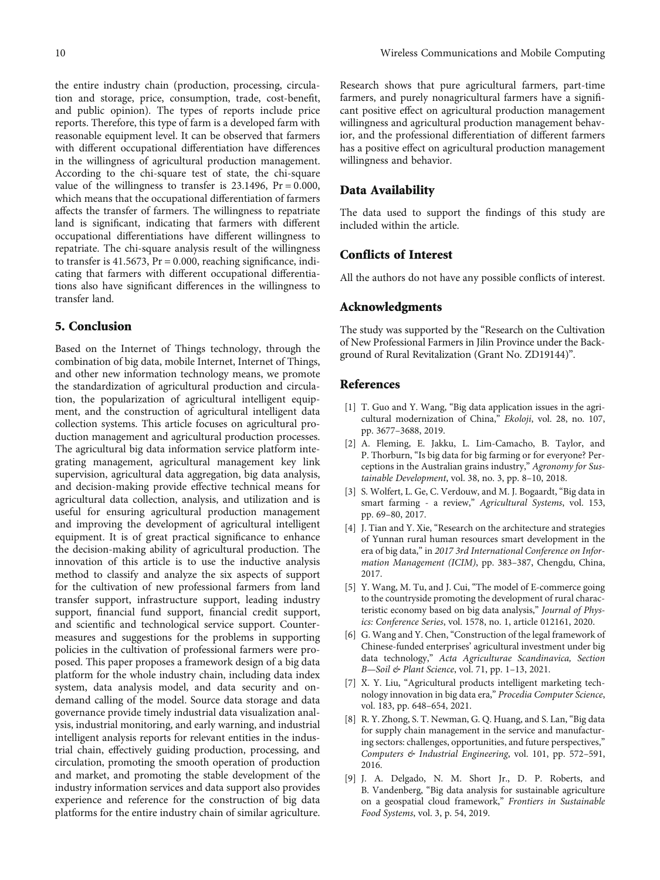the entire industry chain (production, processing, circulation and storage, price, consumption, trade, cost-benefit, and public opinion). The types of reports include price reports. Therefore, this type of farm is a developed farm with reasonable equipment level. It can be observed that farmers with different occupational differentiation have differences in the willingness of agricultural production management. According to the chi-square test of state, the chi-square value of the willingness to transfer is 23.1496, $\Pr = 0.000$, which means that the occupational differentiation of farmers affects the transfer of farmers. The willingness to repatriate land is significant, indicating that farmers with different occupational differentiations have different willingness to repatriate. The chi-square analysis result of the willingness to transfer is 41.5673, $\Pr = 0.000$, reaching significance, indicating that farmers with different occupational differentiations also have significant differences in the willingness to transfer land.

## 5. Conclusion

Based on the Internet of Things technology, through the combination of big data, mobile Internet, Internet of Things, and other new information technology means, we promote the standardization of agricultural production and circulation, the popularization of agricultural intelligent equipment, and the construction of agricultural intelligent data collection systems. This article focuses on agricultural production management and agricultural production processes. The agricultural big data information service platform integrating management, agricultural management key link supervision, agricultural data aggregation, big data analysis, and decision-making provide effective technical means for agricultural data collection, analysis, and utilization and is useful for ensuring agricultural production management and improving the development of agricultural intelligent equipment. It is of great practical significance to enhance the decision-making ability of agricultural production. The innovation of this article is to use the inductive analysis method to classify and analyze the six aspects of support for the cultivation of new professional farmers from land transfer support, infrastructure support, leading industry support, financial fund support, financial credit support, and scientific and technological service support. Countermeasures and suggestions for the problems in supporting policies in the cultivation of professional farmers were proposed. This paper proposes a framework design of a big data platform for the whole industry chain, including data index system, data analysis model, and data security and on-demand calling of the model. Source data storage and data governance provide timely industrial data visualization analysis, industrial monitoring, and early warning, and industrial intelligent analysis reports for relevant entities in the industrial chain, effectively guiding production, processing, and circulation, promoting the smooth operation of production and market, and promoting the stable development of the industry information services and data support also provides experience and reference for the construction of big data platforms for the entire industry chain of similar agriculture. Research shows that pure agricultural farmers, part-time farmers, and purely nonagricultural farmers have a significant positive effect on agricultural production management willingness and agricultural production management behavior, and the professional differentiation of different farmers has a positive effect on agricultural production management willingness and behavior.

## Data Availability

The data used to support the findings of this study are included within the article.

## Conflicts of Interest

All the authors do not have any possible conflicts of interest.

## Acknowledgments

The study was supported by the "Research on the Cultivation of New Professional Farmers in Jilin Province under the Background of Rural Revitalization (Grant No. ZD19144)".

## References

[1] T. Guo and Y. Wang, "Big data application issues in the agricultural modernization of China," *Ekoloji*, vol. 28, no. 107, pp. 3677–3688, 2019.

[2] A. Fleming, E. Jakku, L. Lim-Camacho, B. Taylor, and P. Thorburn, "Is big data for big farming or for everyone? Perceptions in the Australian grains industry," *Agronomy for Sustainable Development*, vol. 38, no. 3, pp. 8–10, 2018.

[3] S. Wolfert, L. Ge, C. Verdouw, and M. J. Bogaardt, "Big data in smart farming - a review," *Agricultural Systems*, vol. 153, pp. 69–80, 2017.

[4] J. Tian and Y. Xie, "Research on the architecture and strategies of Yunnan rural human resources smart development in the era of big data," in *2017 3rd International Conference on Information Management (ICIM)*, pp. 383–387, Chengdu, China, 2017.

[5] Y. Wang, M. Tu, and J. Cui, "The model of E-commerce going to the countryside promoting the development of rural characteristic economy based on big data analysis," *Journal of Physics: Conference Series*, vol. 1578, no. 1, article 012161, 2020.

[6] G. Wang and Y. Chen, "Construction of the legal framework of Chinese-funded enterprises' agricultural investment under big data technology," *Acta Agriculturae Scandinavica, Section B—Soil & Plant Science*, vol. 71, pp. 1–13, 2021.

[7] X. Y. Liu, "Agricultural products intelligent marketing technology innovation in big data era," *Procedia Computer Science*, vol. 183, pp. 648–654, 2021.

[8] R. Y. Zhong, S. T. Newman, G. Q. Huang, and S. Lan, "Big data for supply chain management in the service and manufacturing sectors: challenges, opportunities, and future perspectives," *Computers & Industrial Engineering*, vol. 101, pp. 572–591, 2016.

[9] J. A. Delgado, N. M. Short Jr., D. P. Roberts, and B. Vandenberg, "Big data analysis for sustainable agriculture on a geospatial cloud framework," *Frontiers in Sustainable Food Systems*, vol. 3, p. 54, 2019.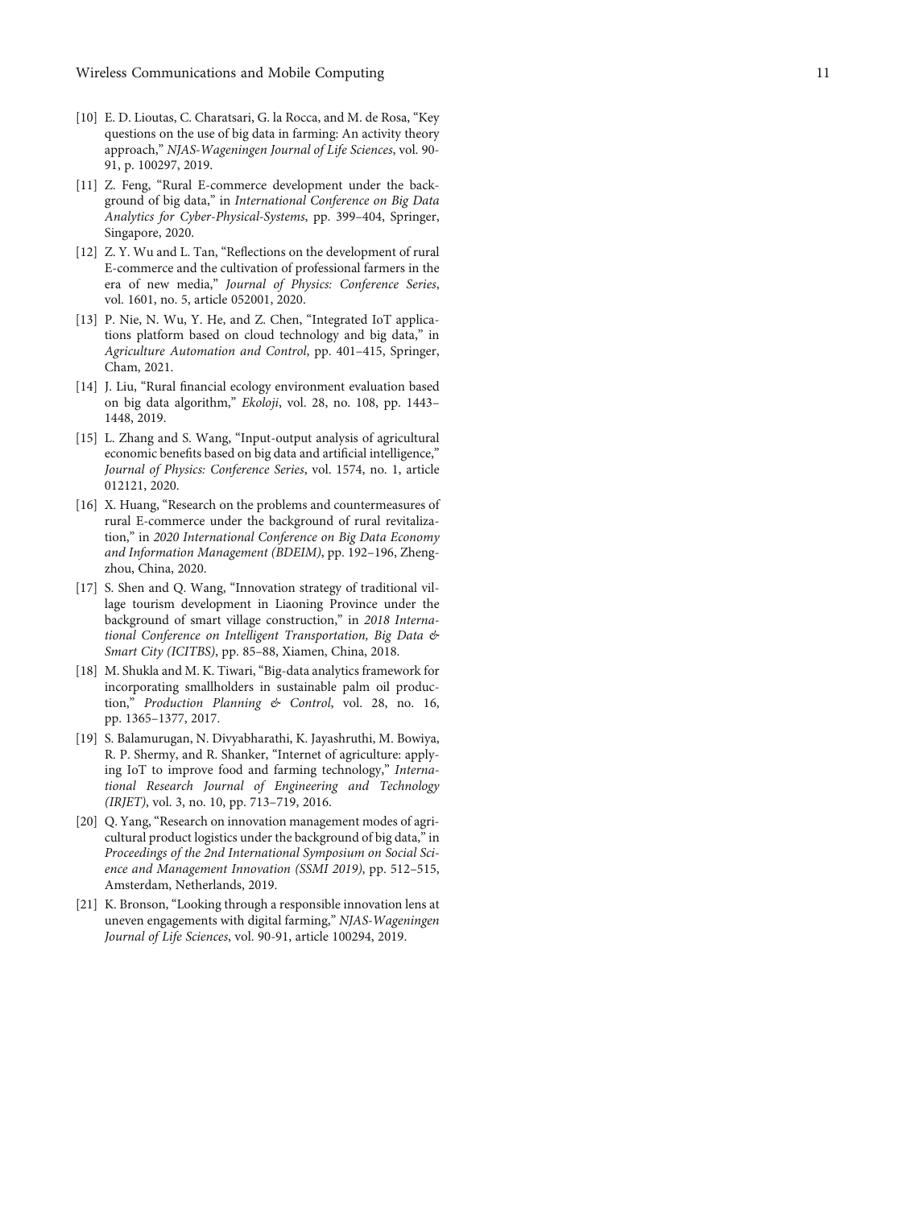[10] E. D. Lioutas, C. Charatsari, G. la Rocca, and M. de Rosa, "Key questions on the use of big data in farming: An activity theory approach," *NJAS-Wageningen Journal of Life Sciences*, vol. 90-91, p. 100297, 2019.

[11] Z. Feng, "Rural E-commerce development under the background of big data," in *International Conference on Big Data Analytics for Cyber-Physical-Systems*, pp. 399–404, Springer, Singapore, 2020.

[12] Z. Y. Wu and L. Tan, "Reflections on the development of rural E-commerce and the cultivation of professional farmers in the era of new media," *Journal of Physics: Conference Series*, vol. 1601, no. 5, article 052001, 2020.

[13] P. Nie, N. Wu, Y. He, and Z. Chen, "Integrated IoT applications platform based on cloud technology and big data," in *Agriculture Automation and Control*, pp. 401–415, Springer, Cham, 2021.

[14] J. Liu, "Rural financial ecology environment evaluation based on big data algorithm," *Ekoloji*, vol. 28, no. 108, pp. 1443–1448, 2019.

[15] L. Zhang and S. Wang, "Input-output analysis of agricultural economic benefits based on big data and artificial intelligence," *Journal of Physics: Conference Series*, vol. 1574, no. 1, article 012121, 2020.

[16] X. Huang, "Research on the problems and countermeasures of rural E-commerce under the background of rural revitalization," in *2020 International Conference on Big Data Economy and Information Management (BDEIM)*, pp. 192–196, Zhengzhou, China, 2020.

[17] S. Shen and Q. Wang, "Innovation strategy of traditional village tourism development in Liaoning Province under the background of smart village construction," in *2018 International Conference on Intelligent Transportation, Big Data & Smart City (ICITBS)*, pp. 85–88, Xiamen, China, 2018.

[18] M. Shukla and M. K. Tiwari, "Big-data analytics framework for incorporating smallholders in sustainable palm oil production," *Production Planning & Control*, vol. 28, no. 16, pp. 1365–1377, 2017.

[19] S. Balamurugan, N. Divyabharathi, K. Jayashruthi, M. Bowiya, R. P. Shermy, and R. Shanker, "Internet of agriculture: applying IoT to improve food and farming technology," *International Research Journal of Engineering and Technology (IRJET)*, vol. 3, no. 10, pp. 713–719, 2016.

[20] Q. Yang, "Research on innovation management modes of agricultural product logistics under the background of big data," in *Proceedings of the 2nd International Symposium on Social Science and Management Innovation (SSMI 2019)*, pp. 512–515, Amsterdam, Netherlands, 2019.

[21] K. Bronson, "Looking through a responsible innovation lens at uneven engagements with digital farming," *NJAS-Wageningen Journal of Life Sciences*, vol. 90-91, article 100294, 2019.